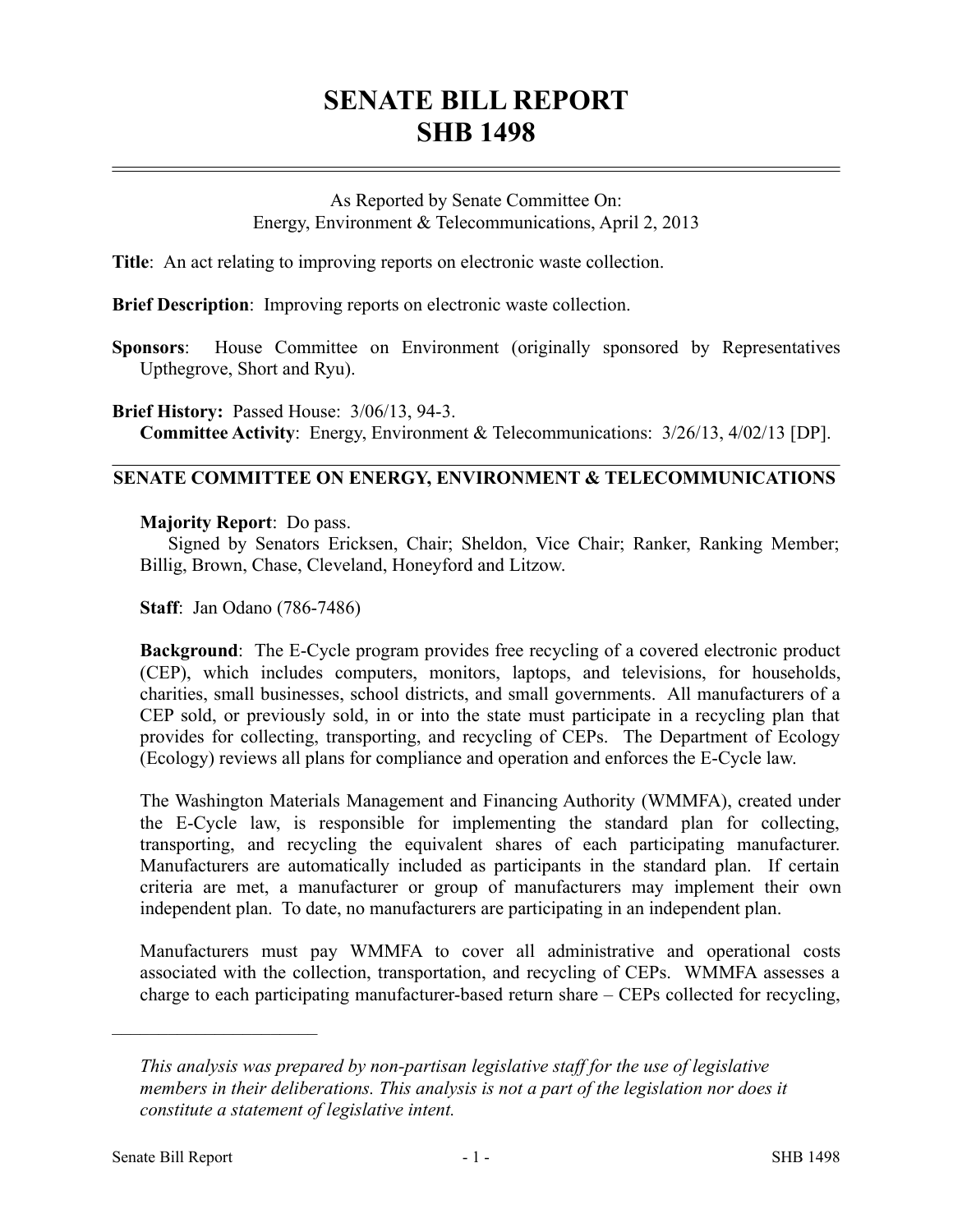# SENATE BILL REPORT
# SHB 1498

As Reported by Senate Committee On:
Energy, Environment & Telecommunications, April 2, 2013

**Title**: An act relating to improving reports on electronic waste collection.

**Brief Description**: Improving reports on electronic waste collection.

**Sponsors**: House Committee on Environment (originally sponsored by Representatives Upthegrove, Short and Ryu).

**Brief History:** Passed House: 3/06/13, 94-3.
**Committee Activity**: Energy, Environment & Telecommunications: 3/26/13, 4/02/13 [DP].

## SENATE COMMITTEE ON ENERGY, ENVIRONMENT & TELECOMMUNICATIONS

**Majority Report**: Do pass.
Signed by Senators Ericksen, Chair; Sheldon, Vice Chair; Ranker, Ranking Member; Billig, Brown, Chase, Cleveland, Honeyford and Litzow.

**Staff**: Jan Odano (786-7486)

**Background**: The E-Cycle program provides free recycling of a covered electronic product (CEP), which includes computers, monitors, laptops, and televisions, for households, charities, small businesses, school districts, and small governments. All manufacturers of a CEP sold, or previously sold, in or into the state must participate in a recycling plan that provides for collecting, transporting, and recycling of CEPs. The Department of Ecology (Ecology) reviews all plans for compliance and operation and enforces the E-Cycle law.

The Washington Materials Management and Financing Authority (WMMFA), created under the E-Cycle law, is responsible for implementing the standard plan for collecting, transporting, and recycling the equivalent shares of each participating manufacturer. Manufacturers are automatically included as participants in the standard plan. If certain criteria are met, a manufacturer or group of manufacturers may implement their own independent plan. To date, no manufacturers are participating in an independent plan.

Manufacturers must pay WMMFA to cover all administrative and operational costs associated with the collection, transportation, and recycling of CEPs. WMMFA assesses a charge to each participating manufacturer-based return share – CEPs collected for recycling,

---

*This analysis was prepared by non-partisan legislative staff for the use of legislative members in their deliberations. This analysis is not a part of the legislation nor does it constitute a statement of legislative intent.*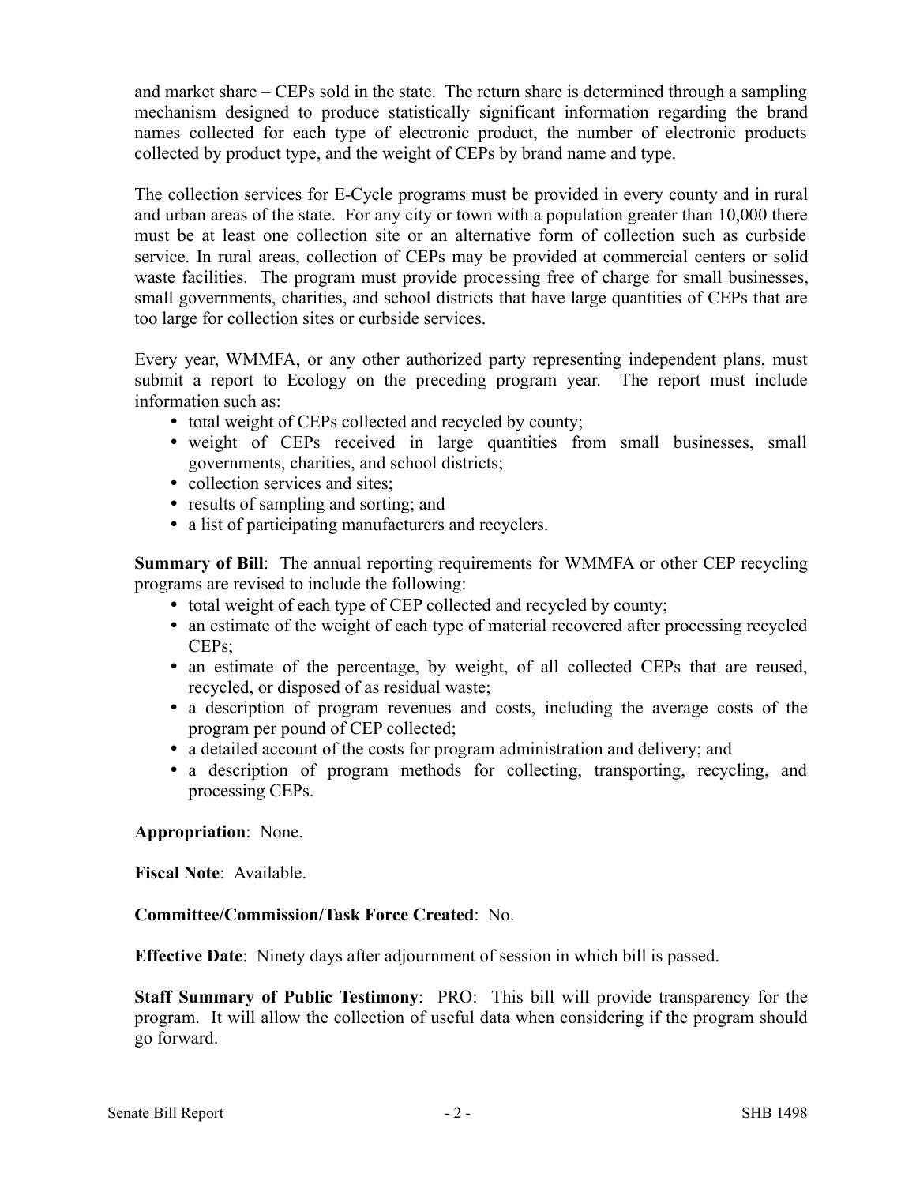and market share – CEPs sold in the state. The return share is determined through a sampling mechanism designed to produce statistically significant information regarding the brand names collected for each type of electronic product, the number of electronic products collected by product type, and the weight of CEPs by brand name and type.

The collection services for E-Cycle programs must be provided in every county and in rural and urban areas of the state. For any city or town with a population greater than 10,000 there must be at least one collection site or an alternative form of collection such as curbside service. In rural areas, collection of CEPs may be provided at commercial centers or solid waste facilities. The program must provide processing free of charge for small businesses, small governments, charities, and school districts that have large quantities of CEPs that are too large for collection sites or curbside services.

Every year, WMMFA, or any other authorized party representing independent plans, must submit a report to Ecology on the preceding program year. The report must include information such as:

- total weight of CEPs collected and recycled by county;
- weight of CEPs received in large quantities from small businesses, small governments, charities, and school districts;
- collection services and sites;
- results of sampling and sorting; and
- a list of participating manufacturers and recyclers.

**Summary of Bill**: The annual reporting requirements for WMMFA or other CEP recycling programs are revised to include the following:

- total weight of each type of CEP collected and recycled by county;
- an estimate of the weight of each type of material recovered after processing recycled CEPs;
- an estimate of the percentage, by weight, of all collected CEPs that are reused, recycled, or disposed of as residual waste;
- a description of program revenues and costs, including the average costs of the program per pound of CEP collected;
- a detailed account of the costs for program administration and delivery; and
- a description of program methods for collecting, transporting, recycling, and processing CEPs.

**Appropriation**: None.

**Fiscal Note**: Available.

**Committee/Commission/Task Force Created**: No.

**Effective Date**: Ninety days after adjournment of session in which bill is passed.

**Staff Summary of Public Testimony**: PRO: This bill will provide transparency for the program. It will allow the collection of useful data when considering if the program should go forward.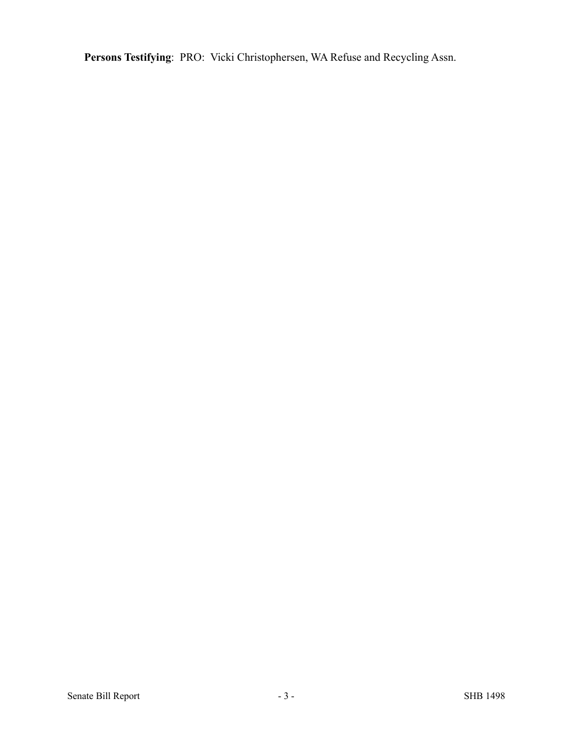**Persons Testifying**: PRO: Vicki Christophersen, WA Refuse and Recycling Assn.